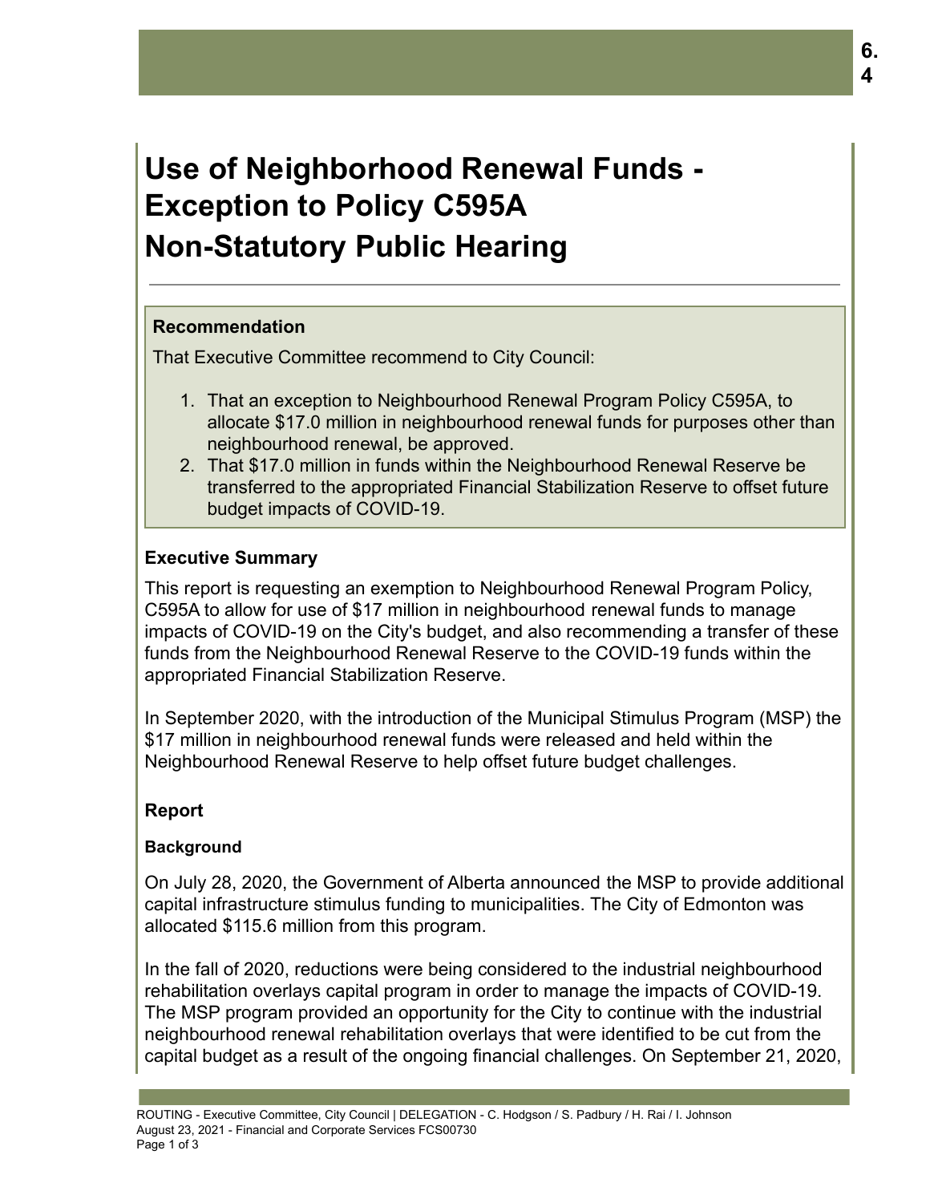# Use of Neighborhood Renewal Funds - Exception to Policy C595A Non-Statutory Public Hearing

### Recommendation

That Executive Committee recommend to City Council:

1. That an exception to Neighbourhood Renewal Program Policy C595A, to allocate $17.0 million in neighbourhood renewal funds for purposes other than neighbourhood renewal, be approved.
2. That $17.0 million in funds within the Neighbourhood Renewal Reserve be transferred to the appropriated Financial Stabilization Reserve to offset future budget impacts of COVID-19.

### Executive Summary

This report is requesting an exemption to Neighbourhood Renewal Program Policy, C595A to allow for use of $17 million in neighbourhood renewal funds to manage impacts of COVID-19 on the City's budget, and also recommending a transfer of these funds from the Neighbourhood Renewal Reserve to the COVID-19 funds within the appropriated Financial Stabilization Reserve.

In September 2020, with the introduction of the Municipal Stimulus Program (MSP) the $17 million in neighbourhood renewal funds were released and held within the Neighbourhood Renewal Reserve to help offset future budget challenges.

### Report

#### Background

On July 28, 2020, the Government of Alberta announced the MSP to provide additional capital infrastructure stimulus funding to municipalities. The City of Edmonton was allocated $115.6 million from this program.

In the fall of 2020, reductions were being considered to the industrial neighbourhood rehabilitation overlays capital program in order to manage the impacts of COVID-19. The MSP program provided an opportunity for the City to continue with the industrial neighbourhood renewal rehabilitation overlays that were identified to be cut from the capital budget as a result of the ongoing financial challenges. On September 21, 2020,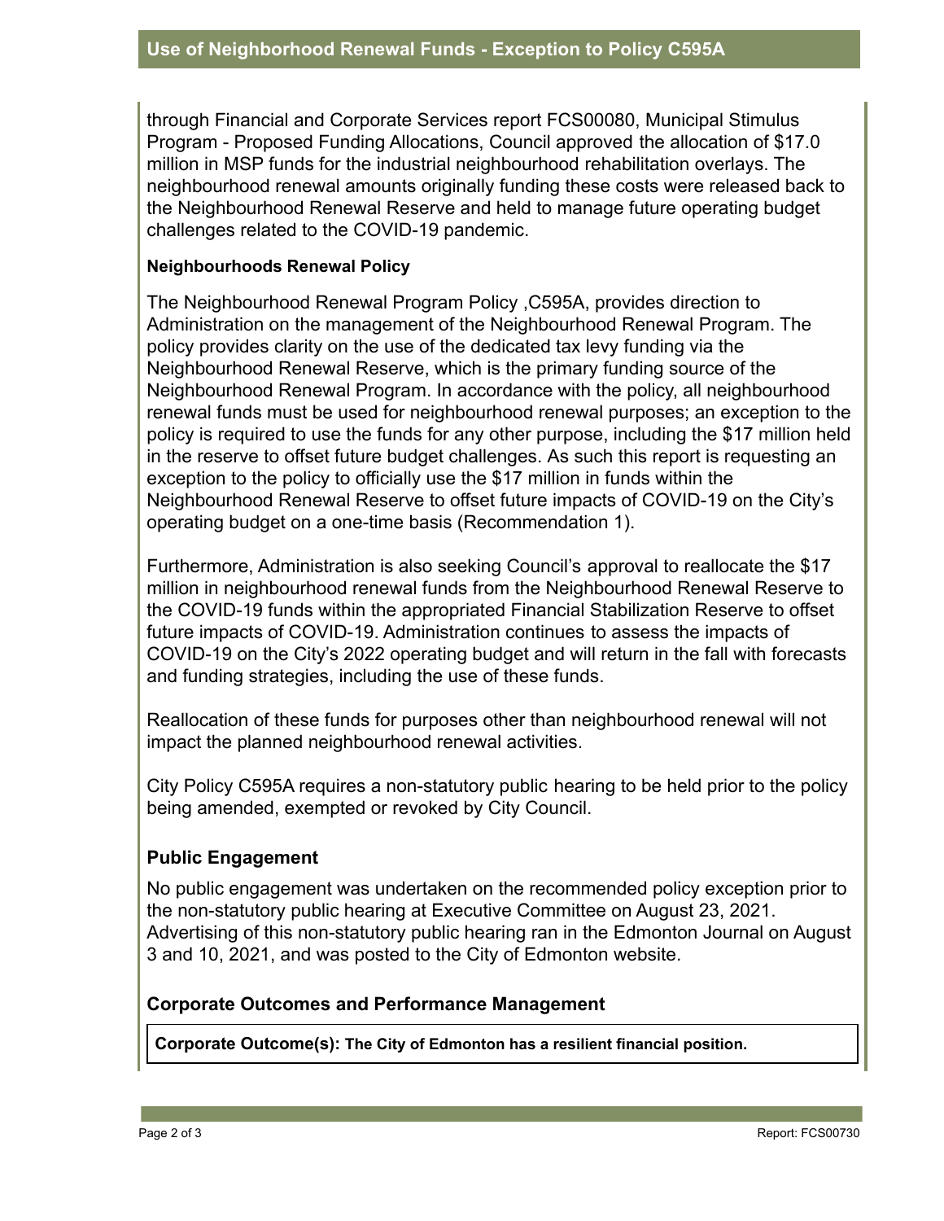through Financial and Corporate Services report FCS00080, Municipal Stimulus Program - Proposed Funding Allocations, Council approved the allocation of $17.0 million in MSP funds for the industrial neighbourhood rehabilitation overlays. The neighbourhood renewal amounts originally funding these costs were released back to the Neighbourhood Renewal Reserve and held to manage future operating budget challenges related to the COVID-19 pandemic.

**Neighbourhoods Renewal Policy**

The Neighbourhood Renewal Program Policy ,C595A, provides direction to Administration on the management of the Neighbourhood Renewal Program. The policy provides clarity on the use of the dedicated tax levy funding via the Neighbourhood Renewal Reserve, which is the primary funding source of the Neighbourhood Renewal Program. In accordance with the policy, all neighbourhood renewal funds must be used for neighbourhood renewal purposes; an exception to the policy is required to use the funds for any other purpose, including the $17 million held in the reserve to offset future budget challenges. As such this report is requesting an exception to the policy to officially use the $17 million in funds within the Neighbourhood Renewal Reserve to offset future impacts of COVID-19 on the City's operating budget on a one-time basis (Recommendation 1).

Furthermore, Administration is also seeking Council's approval to reallocate the $17 million in neighbourhood renewal funds from the Neighbourhood Renewal Reserve to the COVID-19 funds within the appropriated Financial Stabilization Reserve to offset future impacts of COVID-19. Administration continues to assess the impacts of COVID-19 on the City's 2022 operating budget and will return in the fall with forecasts and funding strategies, including the use of these funds.

Reallocation of these funds for purposes other than neighbourhood renewal will not impact the planned neighbourhood renewal activities.

City Policy C595A requires a non-statutory public hearing to be held prior to the policy being amended, exempted or revoked by City Council.

## Public Engagement

No public engagement was undertaken on the recommended policy exception prior to the non-statutory public hearing at Executive Committee on August 23, 2021. Advertising of this non-statutory public hearing ran in the Edmonton Journal on August 3 and 10, 2021, and was posted to the City of Edmonton website.

## Corporate Outcomes and Performance Management

| **Corporate Outcome(s): The City of Edmonton has a resilient financial position.** |
| --- |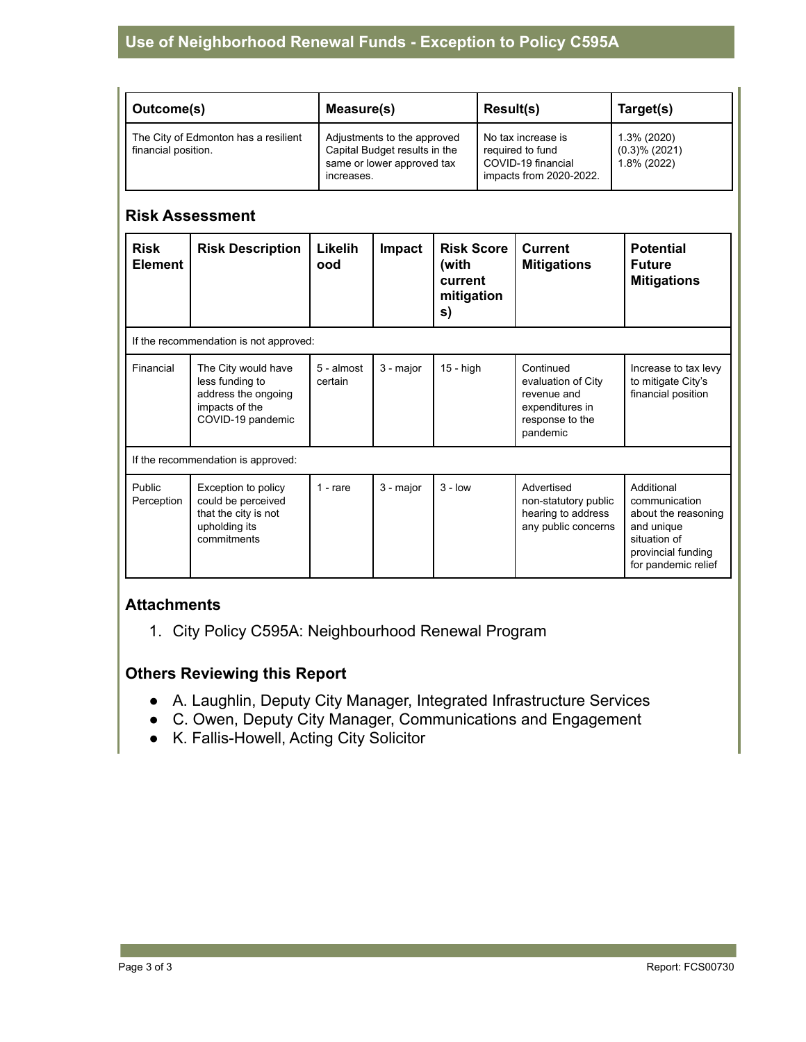| Outcome(s) | Measure(s) | Result(s) | Target(s) |
| --- | --- | --- | --- |
| The City of Edmonton has a resilient financial position. | Adjustments to the approved Capital Budget results in the same or lower approved tax increases. | No tax increase is required to fund COVID-19 financial impacts from 2020-2022. | 1.3% (2020)<br>(0.3)% (2021)<br>1.8% (2022) |

## Risk Assessment

| Risk Element | Risk Description | Likelihood | Impact | Risk Score (with current mitigations) | Current Mitigations | Potential Future Mitigations |
| --- | --- | --- | --- | --- | --- | --- |
| If the recommendation is not approved: | | | | | | |
| Financial | The City would have less funding to address the ongoing impacts of the COVID-19 pandemic | 5 - almost certain | 3 - major | 15 - high | Continued evaluation of City revenue and expenditures in response to the pandemic | Increase to tax levy to mitigate City's financial position |
| If the recommendation is approved: | | | | | | |
| Public Perception | Exception to policy could be perceived that the city is not upholding its commitments | 1 - rare | 3 - major | 3 - low | Advertised non-statutory public hearing to address any public concerns | Additional communication about the reasoning and unique situation of provincial funding for pandemic relief |

## Attachments

1. City Policy C595A: Neighbourhood Renewal Program

## Others Reviewing this Report

- A. Laughlin, Deputy City Manager, Integrated Infrastructure Services
- C. Owen, Deputy City Manager, Communications and Engagement
- K. Fallis-Howell, Acting City Solicitor